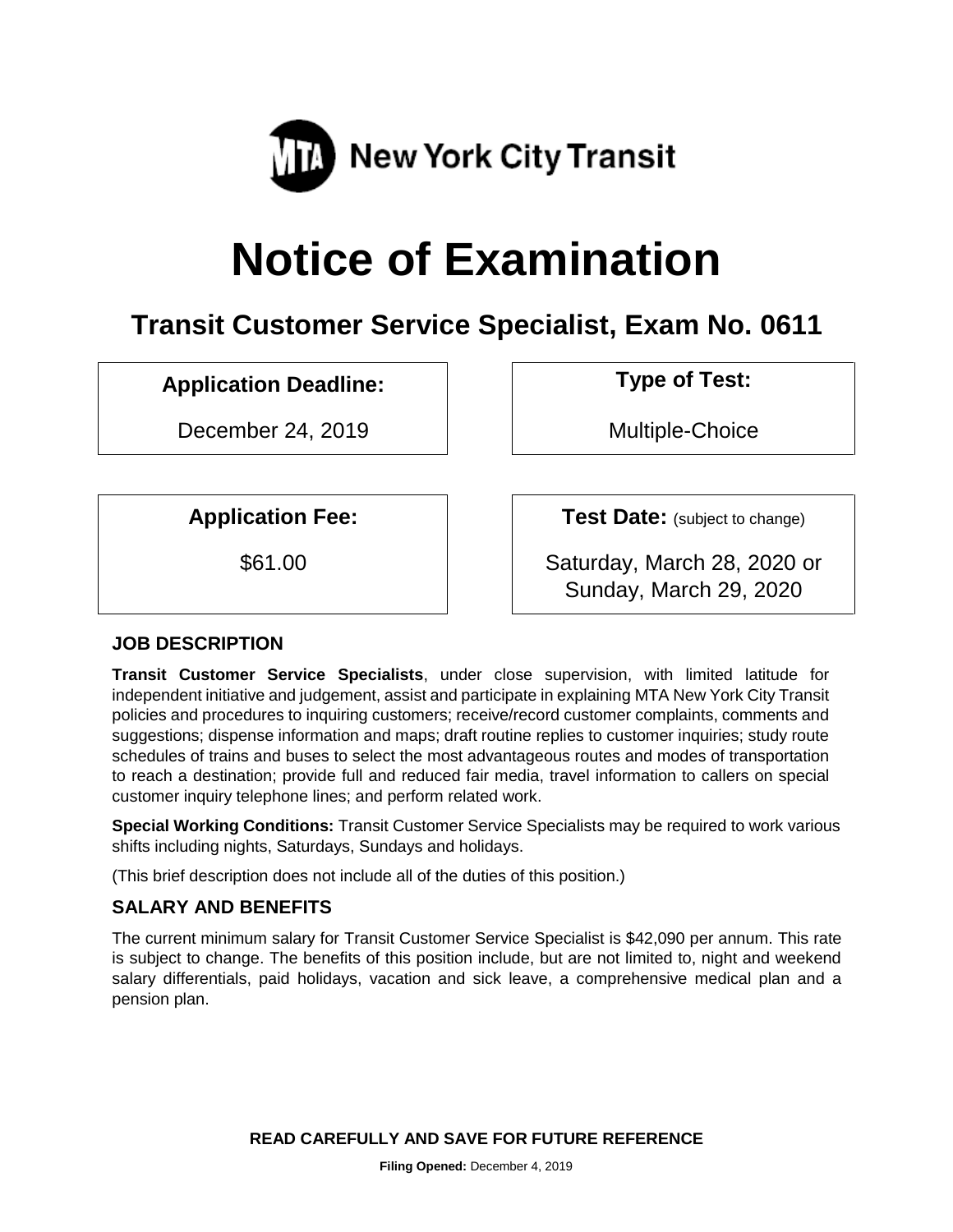MTA New York City Transit

# Notice of Examination

## Transit Customer Service Specialist, Exam No. 0611

**Application Deadline:**

December 24, 2019

**Type of Test:**

Multiple-Choice

**Application Fee:**

$61.00

**Test Date:** (subject to change)

Saturday, March 28, 2020 or Sunday, March 29, 2020

### JOB DESCRIPTION

**Transit Customer Service Specialists**, under close supervision, with limited latitude for independent initiative and judgement, assist and participate in explaining MTA New York City Transit policies and procedures to inquiring customers; receive/record customer complaints, comments and suggestions; dispense information and maps; draft routine replies to customer inquiries; study route schedules of trains and buses to select the most advantageous routes and modes of transportation to reach a destination; provide full and reduced fair media, travel information to callers on special customer inquiry telephone lines; and perform related work.

**Special Working Conditions:** Transit Customer Service Specialists may be required to work various shifts including nights, Saturdays, Sundays and holidays.

(This brief description does not include all of the duties of this position.)

### SALARY AND BENEFITS

The current minimum salary for Transit Customer Service Specialist is $42,090 per annum. This rate is subject to change. The benefits of this position include, but are not limited to, night and weekend salary differentials, paid holidays, vacation and sick leave, a comprehensive medical plan and a pension plan.

**READ CAREFULLY AND SAVE FOR FUTURE REFERENCE**

**Filing Opened:** December 4, 2019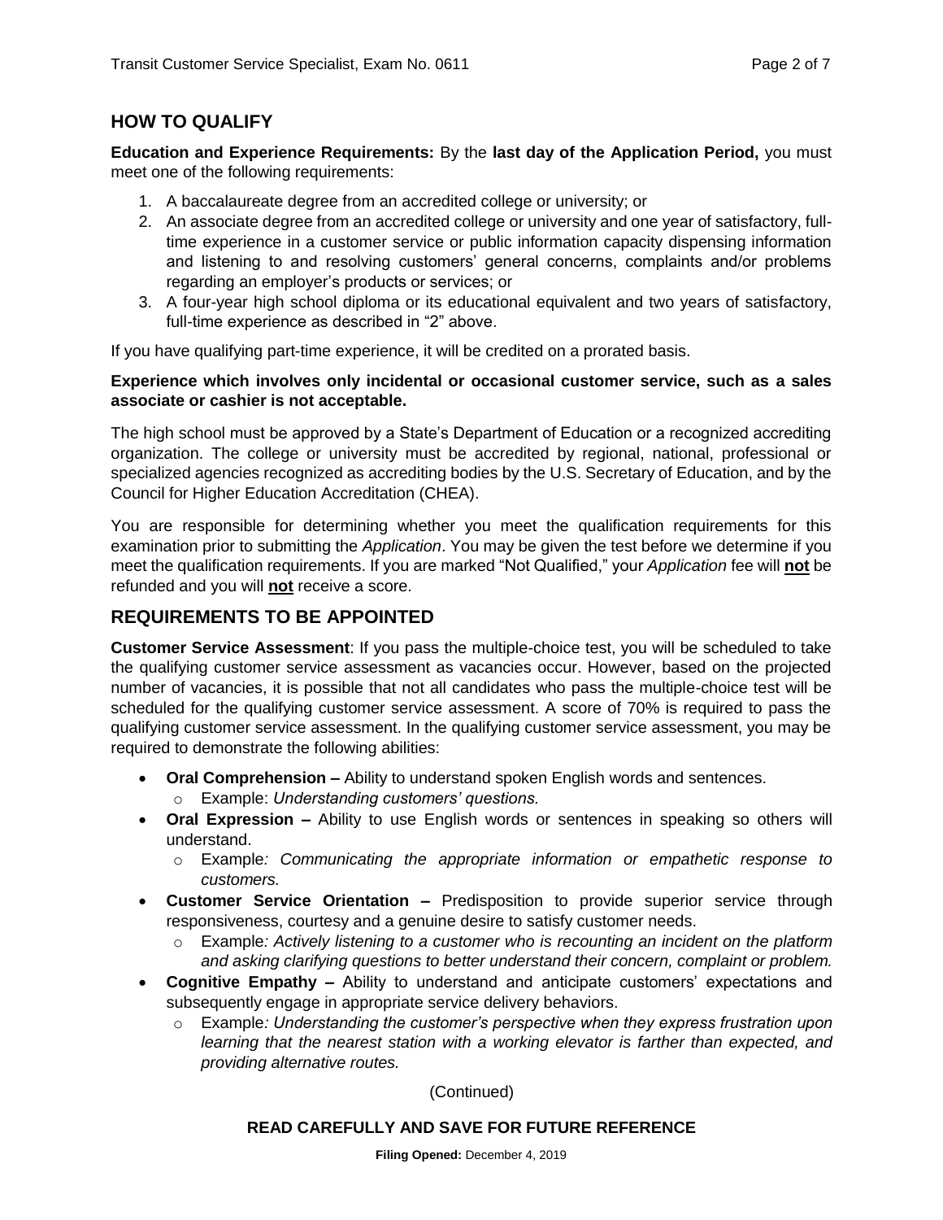## HOW TO QUALIFY

**Education and Experience Requirements:** By the **last day of the Application Period,** you must meet one of the following requirements:

1. A baccalaureate degree from an accredited college or university; or
2. An associate degree from an accredited college or university and one year of satisfactory, full-time experience in a customer service or public information capacity dispensing information and listening to and resolving customers' general concerns, complaints and/or problems regarding an employer's products or services; or
3. A four-year high school diploma or its educational equivalent and two years of satisfactory, full-time experience as described in "2" above.

If you have qualifying part-time experience, it will be credited on a prorated basis.

**Experience which involves only incidental or occasional customer service, such as a sales associate or cashier is not acceptable.**

The high school must be approved by a State's Department of Education or a recognized accrediting organization. The college or university must be accredited by regional, national, professional or specialized agencies recognized as accrediting bodies by the U.S. Secretary of Education, and by the Council for Higher Education Accreditation (CHEA).

You are responsible for determining whether you meet the qualification requirements for this examination prior to submitting the *Application*. You may be given the test before we determine if you meet the qualification requirements. If you are marked "Not Qualified," your *Application* fee will **not** be refunded and you will **not** receive a score.

## REQUIREMENTS TO BE APPOINTED

**Customer Service Assessment**: If you pass the multiple-choice test, you will be scheduled to take the qualifying customer service assessment as vacancies occur. However, based on the projected number of vacancies, it is possible that not all candidates who pass the multiple-choice test will be scheduled for the qualifying customer service assessment. A score of 70% is required to pass the qualifying customer service assessment. In the qualifying customer service assessment, you may be required to demonstrate the following abilities:

- **Oral Comprehension –** Ability to understand spoken English words and sentences.
  - Example: *Understanding customers' questions.*
- **Oral Expression –** Ability to use English words or sentences in speaking so others will understand.
  - Example*: Communicating the appropriate information or empathetic response to customers.*
- **Customer Service Orientation –** Predisposition to provide superior service through responsiveness, courtesy and a genuine desire to satisfy customer needs.
  - Example*: Actively listening to a customer who is recounting an incident on the platform and asking clarifying questions to better understand their concern, complaint or problem.*
- **Cognitive Empathy –** Ability to understand and anticipate customers' expectations and subsequently engage in appropriate service delivery behaviors.
  - Example*: Understanding the customer's perspective when they express frustration upon learning that the nearest station with a working elevator is farther than expected, and providing alternative routes.*

(Continued)

**READ CAREFULLY AND SAVE FOR FUTURE REFERENCE**

**Filing Opened:** December 4, 2019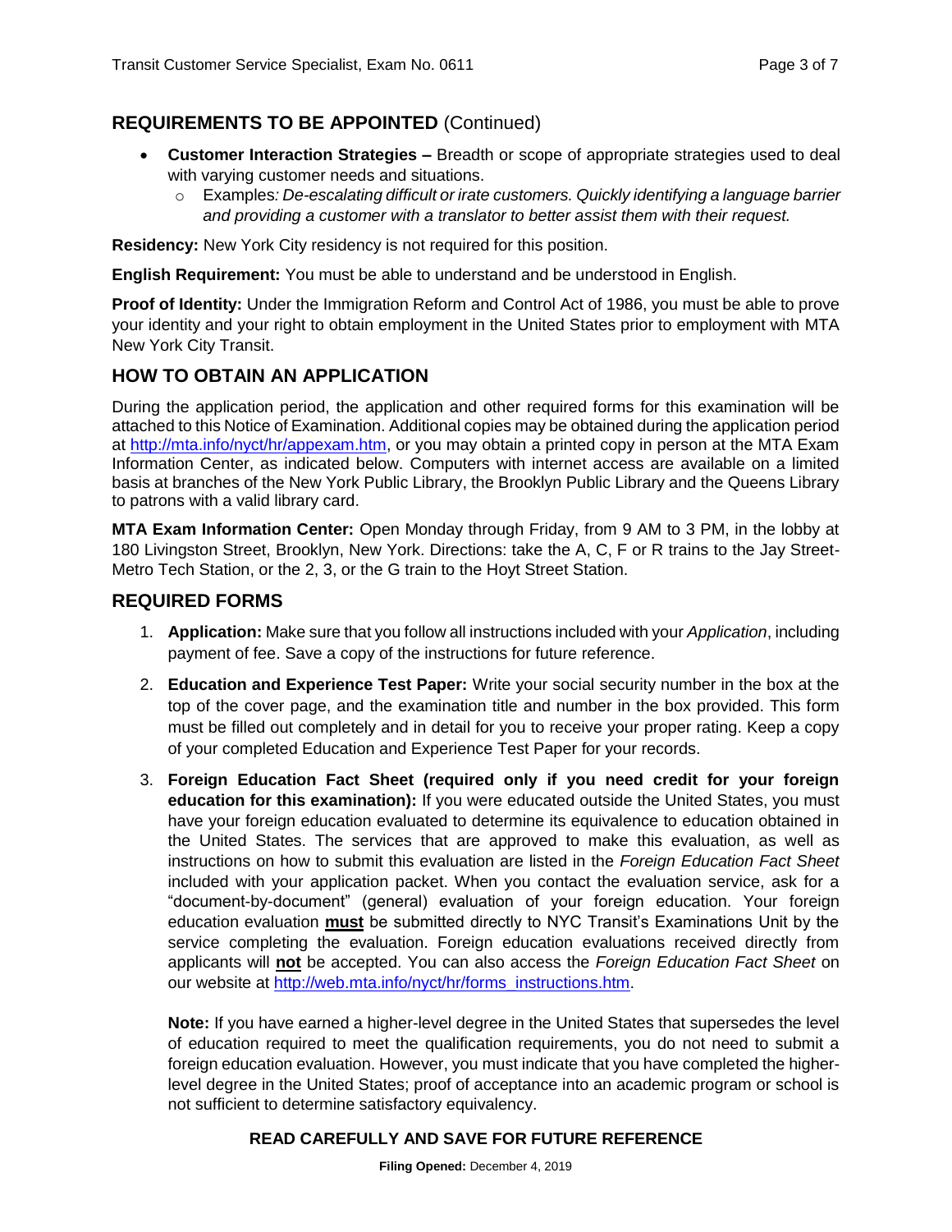## REQUIREMENTS TO BE APPOINTED (Continued)

- **Customer Interaction Strategies –** Breadth or scope of appropriate strategies used to deal with varying customer needs and situations.
  - Examples*: De-escalating difficult or irate customers. Quickly identifying a language barrier and providing a customer with a translator to better assist them with their request.*

**Residency:** New York City residency is not required for this position.

**English Requirement:** You must be able to understand and be understood in English.

**Proof of Identity:** Under the Immigration Reform and Control Act of 1986, you must be able to prove your identity and your right to obtain employment in the United States prior to employment with MTA New York City Transit.

## HOW TO OBTAIN AN APPLICATION

During the application period, the application and other required forms for this examination will be attached to this Notice of Examination. Additional copies may be obtained during the application period at http://mta.info/nyct/hr/appexam.htm, or you may obtain a printed copy in person at the MTA Exam Information Center, as indicated below. Computers with internet access are available on a limited basis at branches of the New York Public Library, the Brooklyn Public Library and the Queens Library to patrons with a valid library card.

**MTA Exam Information Center:** Open Monday through Friday, from 9 AM to 3 PM, in the lobby at 180 Livingston Street, Brooklyn, New York. Directions: take the A, C, F or R trains to the Jay Street-Metro Tech Station, or the 2, 3, or the G train to the Hoyt Street Station.

## REQUIRED FORMS

1. **Application:** Make sure that you follow all instructions included with your *Application*, including payment of fee. Save a copy of the instructions for future reference.

2. **Education and Experience Test Paper:** Write your social security number in the box at the top of the cover page, and the examination title and number in the box provided. This form must be filled out completely and in detail for you to receive your proper rating. Keep a copy of your completed Education and Experience Test Paper for your records.

3. **Foreign Education Fact Sheet (required only if you need credit for your foreign education for this examination):** If you were educated outside the United States, you must have your foreign education evaluated to determine its equivalence to education obtained in the United States. The services that are approved to make this evaluation, as well as instructions on how to submit this evaluation are listed in the *Foreign Education Fact Sheet* included with your application packet. When you contact the evaluation service, ask for a "document-by-document" (general) evaluation of your foreign education. Your foreign education evaluation **must** be submitted directly to NYC Transit's Examinations Unit by the service completing the evaluation. Foreign education evaluations received directly from applicants will **not** be accepted. You can also access the *Foreign Education Fact Sheet* on our website at http://web.mta.info/nyct/hr/forms_instructions.htm.

   **Note:** If you have earned a higher-level degree in the United States that supersedes the level of education required to meet the qualification requirements, you do not need to submit a foreign education evaluation. However, you must indicate that you have completed the higher-level degree in the United States; proof of acceptance into an academic program or school is not sufficient to determine satisfactory equivalency.

**READ CAREFULLY AND SAVE FOR FUTURE REFERENCE**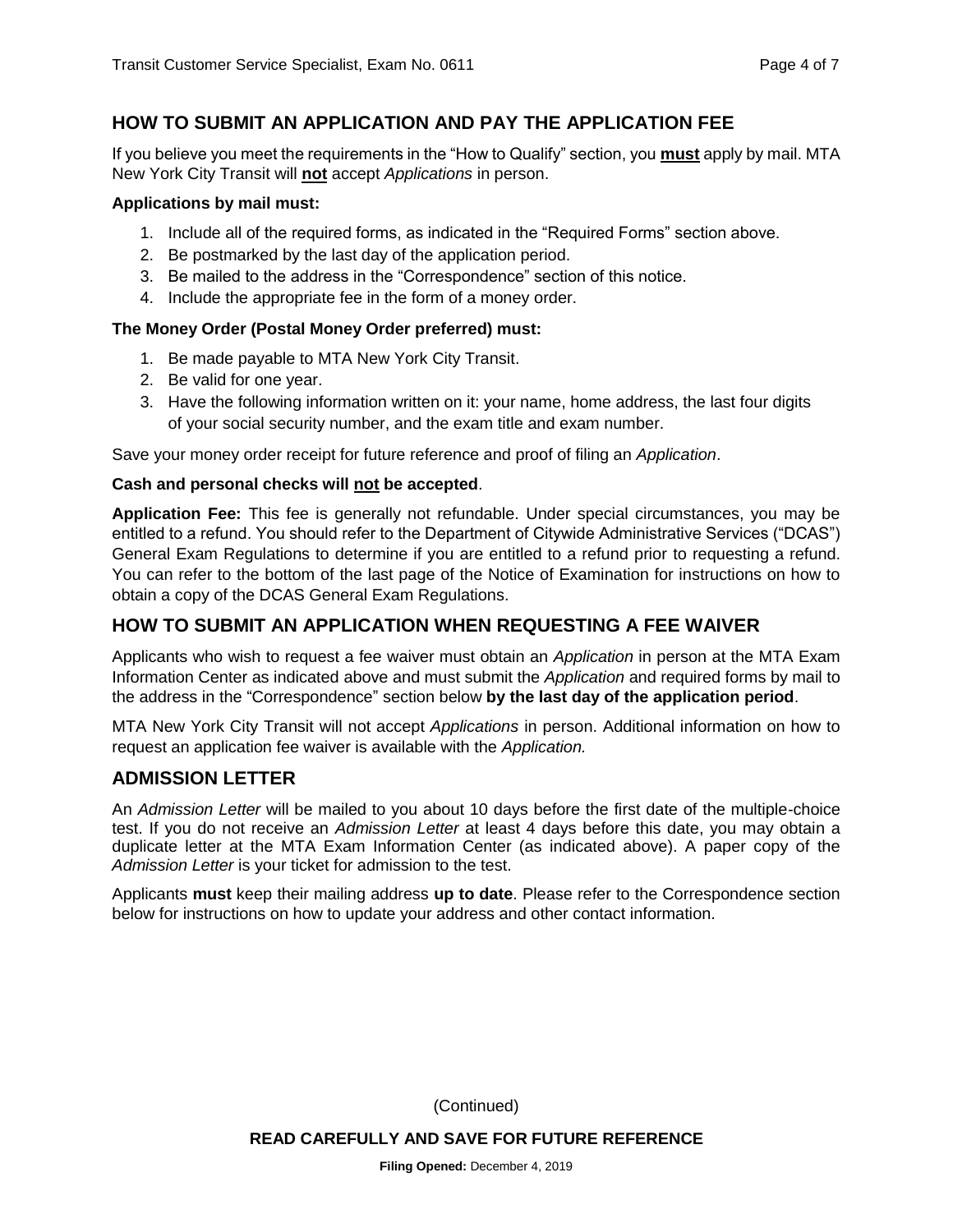## HOW TO SUBMIT AN APPLICATION AND PAY THE APPLICATION FEE

If you believe you meet the requirements in the "How to Qualify" section, you **must** apply by mail. MTA New York City Transit will **not** accept *Applications* in person.

**Applications by mail must:**

1. Include all of the required forms, as indicated in the "Required Forms" section above.
2. Be postmarked by the last day of the application period.
3. Be mailed to the address in the "Correspondence" section of this notice.
4. Include the appropriate fee in the form of a money order.

**The Money Order (Postal Money Order preferred) must:**

1. Be made payable to MTA New York City Transit.
2. Be valid for one year.
3. Have the following information written on it: your name, home address, the last four digits of your social security number, and the exam title and exam number.

Save your money order receipt for future reference and proof of filing an *Application*.

**Cash and personal checks will not be accepted**.

**Application Fee:** This fee is generally not refundable. Under special circumstances, you may be entitled to a refund. You should refer to the Department of Citywide Administrative Services ("DCAS") General Exam Regulations to determine if you are entitled to a refund prior to requesting a refund. You can refer to the bottom of the last page of the Notice of Examination for instructions on how to obtain a copy of the DCAS General Exam Regulations.

## HOW TO SUBMIT AN APPLICATION WHEN REQUESTING A FEE WAIVER

Applicants who wish to request a fee waiver must obtain an *Application* in person at the MTA Exam Information Center as indicated above and must submit the *Application* and required forms by mail to the address in the "Correspondence" section below **by the last day of the application period**.

MTA New York City Transit will not accept *Applications* in person. Additional information on how to request an application fee waiver is available with the *Application.*

## ADMISSION LETTER

An *Admission Letter* will be mailed to you about 10 days before the first date of the multiple-choice test. If you do not receive an *Admission Letter* at least 4 days before this date, you may obtain a duplicate letter at the MTA Exam Information Center (as indicated above). A paper copy of the *Admission Letter* is your ticket for admission to the test.

Applicants **must** keep their mailing address **up to date**. Please refer to the Correspondence section below for instructions on how to update your address and other contact information.

(Continued)

**READ CAREFULLY AND SAVE FOR FUTURE REFERENCE**

**Filing Opened:** December 4, 2019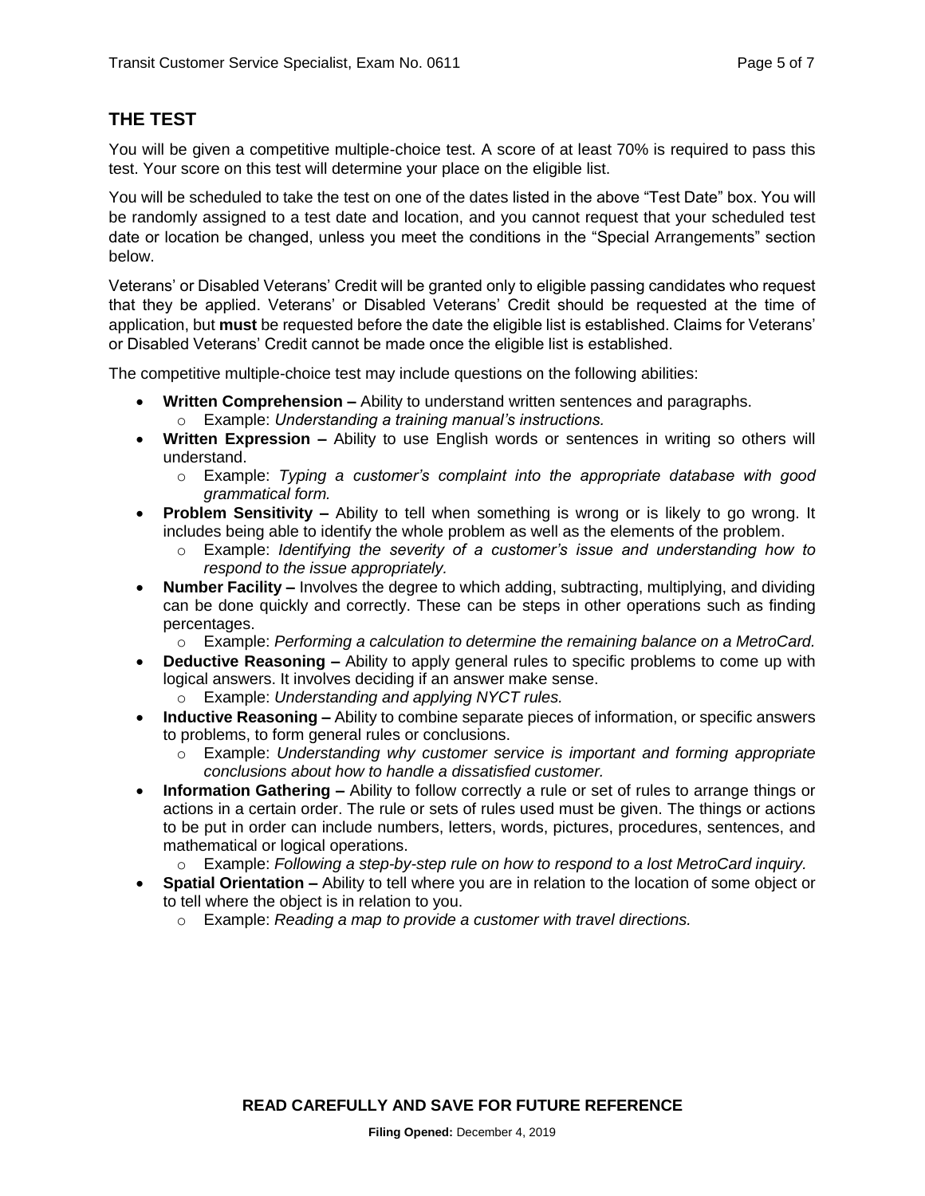## THE TEST

You will be given a competitive multiple-choice test. A score of at least 70% is required to pass this test. Your score on this test will determine your place on the eligible list.

You will be scheduled to take the test on one of the dates listed in the above "Test Date" box. You will be randomly assigned to a test date and location, and you cannot request that your scheduled test date or location be changed, unless you meet the conditions in the "Special Arrangements" section below.

Veterans' or Disabled Veterans' Credit will be granted only to eligible passing candidates who request that they be applied. Veterans' or Disabled Veterans' Credit should be requested at the time of application, but **must** be requested before the date the eligible list is established. Claims for Veterans' or Disabled Veterans' Credit cannot be made once the eligible list is established.

The competitive multiple-choice test may include questions on the following abilities:

- **Written Comprehension –** Ability to understand written sentences and paragraphs.
  - Example: *Understanding a training manual's instructions.*
- **Written Expression –** Ability to use English words or sentences in writing so others will understand.
  - Example: *Typing a customer's complaint into the appropriate database with good grammatical form.*
- **Problem Sensitivity –** Ability to tell when something is wrong or is likely to go wrong. It includes being able to identify the whole problem as well as the elements of the problem.
  - Example: *Identifying the severity of a customer's issue and understanding how to respond to the issue appropriately.*
- **Number Facility –** Involves the degree to which adding, subtracting, multiplying, and dividing can be done quickly and correctly. These can be steps in other operations such as finding percentages.
  - Example: *Performing a calculation to determine the remaining balance on a MetroCard.*
- **Deductive Reasoning –** Ability to apply general rules to specific problems to come up with logical answers. It involves deciding if an answer make sense.
  - Example: *Understanding and applying NYCT rules.*
- **Inductive Reasoning –** Ability to combine separate pieces of information, or specific answers to problems, to form general rules or conclusions.
  - Example: *Understanding why customer service is important and forming appropriate conclusions about how to handle a dissatisfied customer.*
- **Information Gathering –** Ability to follow correctly a rule or set of rules to arrange things or actions in a certain order. The rule or sets of rules used must be given. The things or actions to be put in order can include numbers, letters, words, pictures, procedures, sentences, and mathematical or logical operations.
  - Example: *Following a step-by-step rule on how to respond to a lost MetroCard inquiry.*
- **Spatial Orientation –** Ability to tell where you are in relation to the location of some object or to tell where the object is in relation to you.
  - Example: *Reading a map to provide a customer with travel directions.*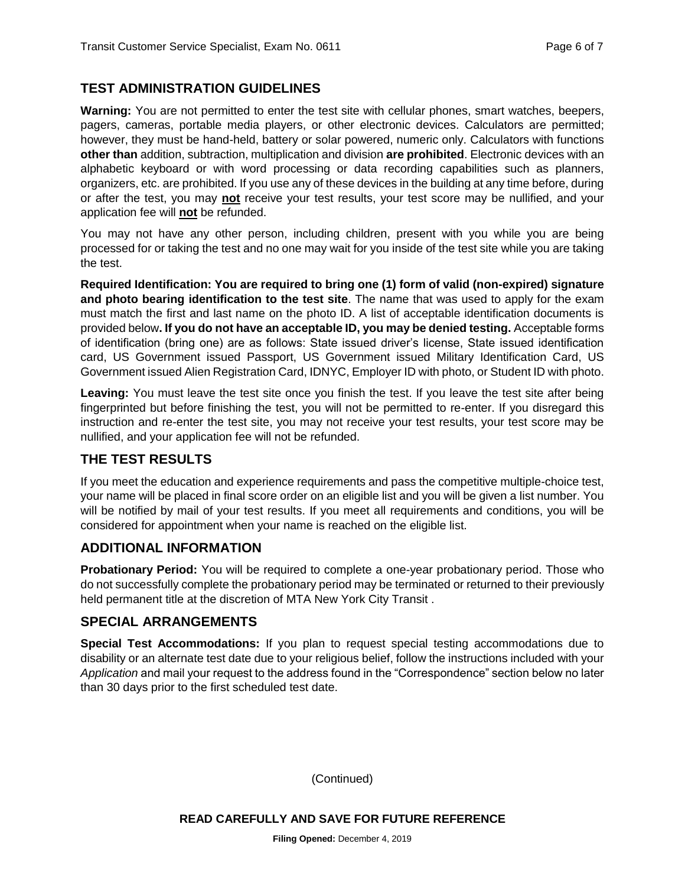## TEST ADMINISTRATION GUIDELINES

**Warning:** You are not permitted to enter the test site with cellular phones, smart watches, beepers, pagers, cameras, portable media players, or other electronic devices. Calculators are permitted; however, they must be hand-held, battery or solar powered, numeric only. Calculators with functions **other than** addition, subtraction, multiplication and division **are prohibited**. Electronic devices with an alphabetic keyboard or with word processing or data recording capabilities such as planners, organizers, etc. are prohibited. If you use any of these devices in the building at any time before, during or after the test, you may **not** receive your test results, your test score may be nullified, and your application fee will **not** be refunded.

You may not have any other person, including children, present with you while you are being processed for or taking the test and no one may wait for you inside of the test site while you are taking the test.

**Required Identification: You are required to bring one (1) form of valid (non-expired) signature and photo bearing identification to the test site**. The name that was used to apply for the exam must match the first and last name on the photo ID. A list of acceptable identification documents is provided below**. If you do not have an acceptable ID, you may be denied testing.** Acceptable forms of identification (bring one) are as follows: State issued driver's license, State issued identification card, US Government issued Passport, US Government issued Military Identification Card, US Government issued Alien Registration Card, IDNYC, Employer ID with photo, or Student ID with photo.

**Leaving:** You must leave the test site once you finish the test. If you leave the test site after being fingerprinted but before finishing the test, you will not be permitted to re-enter. If you disregard this instruction and re-enter the test site, you may not receive your test results, your test score may be nullified, and your application fee will not be refunded.

## THE TEST RESULTS

If you meet the education and experience requirements and pass the competitive multiple-choice test, your name will be placed in final score order on an eligible list and you will be given a list number. You will be notified by mail of your test results. If you meet all requirements and conditions, you will be considered for appointment when your name is reached on the eligible list.

## ADDITIONAL INFORMATION

**Probationary Period:** You will be required to complete a one-year probationary period. Those who do not successfully complete the probationary period may be terminated or returned to their previously held permanent title at the discretion of MTA New York City Transit .

## SPECIAL ARRANGEMENTS

**Special Test Accommodations:** If you plan to request special testing accommodations due to disability or an alternate test date due to your religious belief, follow the instructions included with your *Application* and mail your request to the address found in the "Correspondence" section below no later than 30 days prior to the first scheduled test date.

(Continued)

**READ CAREFULLY AND SAVE FOR FUTURE REFERENCE**

**Filing Opened:** December 4, 2019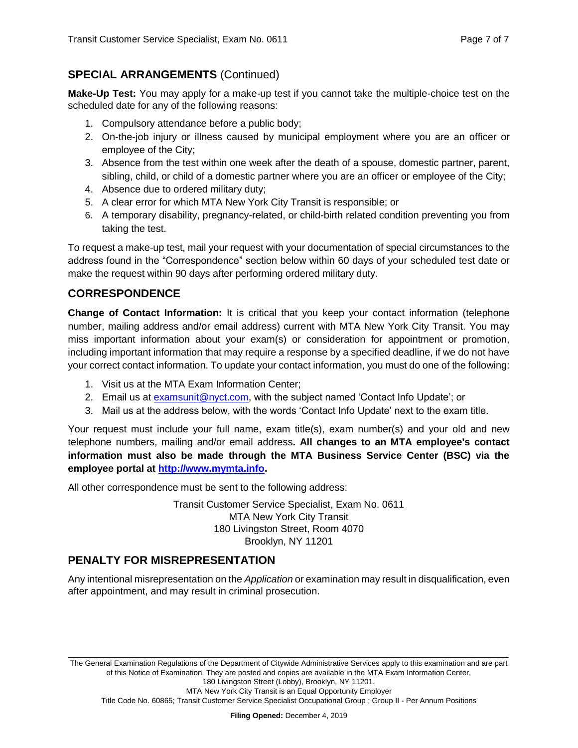## SPECIAL ARRANGEMENTS (Continued)

**Make-Up Test:** You may apply for a make-up test if you cannot take the multiple-choice test on the scheduled date for any of the following reasons:

1. Compulsory attendance before a public body;
2. On-the-job injury or illness caused by municipal employment where you are an officer or employee of the City;
3. Absence from the test within one week after the death of a spouse, domestic partner, parent, sibling, child, or child of a domestic partner where you are an officer or employee of the City;
4. Absence due to ordered military duty;
5. A clear error for which MTA New York City Transit is responsible; or
6. A temporary disability, pregnancy-related, or child-birth related condition preventing you from taking the test.

To request a make-up test, mail your request with your documentation of special circumstances to the address found in the "Correspondence" section below within 60 days of your scheduled test date or make the request within 90 days after performing ordered military duty.

## CORRESPONDENCE

**Change of Contact Information:** It is critical that you keep your contact information (telephone number, mailing address and/or email address) current with MTA New York City Transit. You may miss important information about your exam(s) or consideration for appointment or promotion, including important information that may require a response by a specified deadline, if we do not have your correct contact information. To update your contact information, you must do one of the following:

1. Visit us at the MTA Exam Information Center;
2. Email us at examsunit@nyct.com, with the subject named 'Contact Info Update'; or
3. Mail us at the address below, with the words 'Contact Info Update' next to the exam title.

Your request must include your full name, exam title(s), exam number(s) and your old and new telephone numbers, mailing and/or email address**. All changes to an MTA employee's contact information must also be made through the MTA Business Service Center (BSC) via the employee portal at http://www.mymta.info.**

All other correspondence must be sent to the following address:

Transit Customer Service Specialist, Exam No. 0611
MTA New York City Transit
180 Livingston Street, Room 4070
Brooklyn, NY 11201

## PENALTY FOR MISREPRESENTATION

Any intentional misrepresentation on the *Application* or examination may result in disqualification, even after appointment, and may result in criminal prosecution.

---

The General Examination Regulations of the Department of Citywide Administrative Services apply to this examination and are part of this Notice of Examination. They are posted and copies are available in the MTA Exam Information Center, 180 Livingston Street (Lobby), Brooklyn, NY 11201.
MTA New York City Transit is an Equal Opportunity Employer
Title Code No. 60865; Transit Customer Service Specialist Occupational Group ; Group II - Per Annum Positions

**Filing Opened:** December 4, 2019